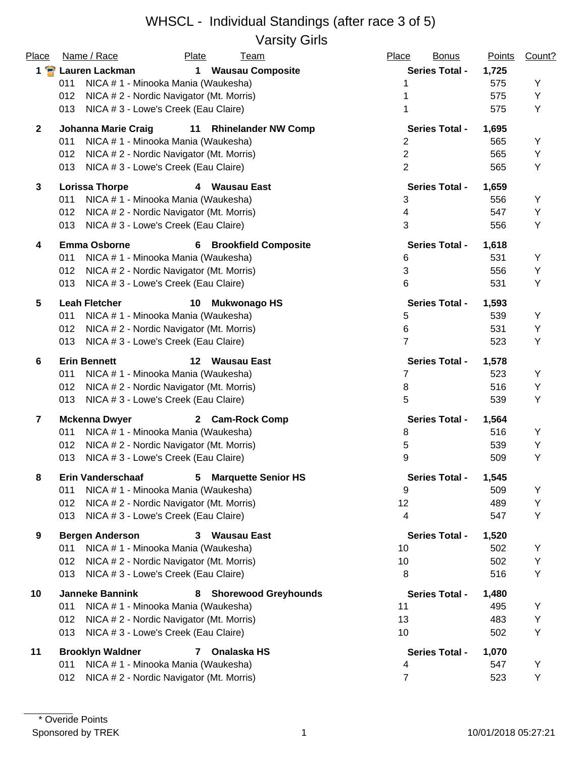# WHSCL - Individual Standings (after race 3 of 5)

## Varsity Girls

| Place | Name / Race | Plate | Team | Place | Bonus | Points | Count? |
|---|---|---|---|---|---|---|---|
| **1** | **Lauren Lackman** | **1** | **Wausau Composite** | **Series Total -** | | **1,725** | |
| | 011 NICA # 1 - Minooka Mania (Waukesha) | | | 1 | | 575 | Y |
| | 012 NICA # 2 - Nordic Navigator (Mt. Morris) | | | 1 | | 575 | Y |
| | 013 NICA # 3 - Lowe's Creek (Eau Claire) | | | 1 | | 575 | Y |
| **2** | **Johanna Marie Craig** | **11** | **Rhinelander NW Comp** | **Series Total -** | | **1,695** | |
| | 011 NICA # 1 - Minooka Mania (Waukesha) | | | 2 | | 565 | Y |
| | 012 NICA # 2 - Nordic Navigator (Mt. Morris) | | | 2 | | 565 | Y |
| | 013 NICA # 3 - Lowe's Creek (Eau Claire) | | | 2 | | 565 | Y |
| **3** | **Lorissa Thorpe** | **4** | **Wausau East** | **Series Total -** | | **1,659** | |
| | 011 NICA # 1 - Minooka Mania (Waukesha) | | | 3 | | 556 | Y |
| | 012 NICA # 2 - Nordic Navigator (Mt. Morris) | | | 4 | | 547 | Y |
| | 013 NICA # 3 - Lowe's Creek (Eau Claire) | | | 3 | | 556 | Y |
| **4** | **Emma Osborne** | **6** | **Brookfield Composite** | **Series Total -** | | **1,618** | |
| | 011 NICA # 1 - Minooka Mania (Waukesha) | | | 6 | | 531 | Y |
| | 012 NICA # 2 - Nordic Navigator (Mt. Morris) | | | 3 | | 556 | Y |
| | 013 NICA # 3 - Lowe's Creek (Eau Claire) | | | 6 | | 531 | Y |
| **5** | **Leah Fletcher** | **10** | **Mukwonago HS** | **Series Total -** | | **1,593** | |
| | 011 NICA # 1 - Minooka Mania (Waukesha) | | | 5 | | 539 | Y |
| | 012 NICA # 2 - Nordic Navigator (Mt. Morris) | | | 6 | | 531 | Y |
| | 013 NICA # 3 - Lowe's Creek (Eau Claire) | | | 7 | | 523 | Y |
| **6** | **Erin Bennett** | **12** | **Wausau East** | **Series Total -** | | **1,578** | |
| | 011 NICA # 1 - Minooka Mania (Waukesha) | | | 7 | | 523 | Y |
| | 012 NICA # 2 - Nordic Navigator (Mt. Morris) | | | 8 | | 516 | Y |
| | 013 NICA # 3 - Lowe's Creek (Eau Claire) | | | 5 | | 539 | Y |
| **7** | **Mckenna Dwyer** | **2** | **Cam-Rock Comp** | **Series Total -** | | **1,564** | |
| | 011 NICA # 1 - Minooka Mania (Waukesha) | | | 8 | | 516 | Y |
| | 012 NICA # 2 - Nordic Navigator (Mt. Morris) | | | 5 | | 539 | Y |
| | 013 NICA # 3 - Lowe's Creek (Eau Claire) | | | 9 | | 509 | Y |
| **8** | **Erin Vanderschaaf** | **5** | **Marquette Senior HS** | **Series Total -** | | **1,545** | |
| | 011 NICA # 1 - Minooka Mania (Waukesha) | | | 9 | | 509 | Y |
| | 012 NICA # 2 - Nordic Navigator (Mt. Morris) | | | 12 | | 489 | Y |
| | 013 NICA # 3 - Lowe's Creek (Eau Claire) | | | 4 | | 547 | Y |
| **9** | **Bergen Anderson** | **3** | **Wausau East** | **Series Total -** | | **1,520** | |
| | 011 NICA # 1 - Minooka Mania (Waukesha) | | | 10 | | 502 | Y |
| | 012 NICA # 2 - Nordic Navigator (Mt. Morris) | | | 10 | | 502 | Y |
| | 013 NICA # 3 - Lowe's Creek (Eau Claire) | | | 8 | | 516 | Y |
| **10** | **Janneke Bannink** | **8** | **Shorewood Greyhounds** | **Series Total -** | | **1,480** | |
| | 011 NICA # 1 - Minooka Mania (Waukesha) | | | 11 | | 495 | Y |
| | 012 NICA # 2 - Nordic Navigator (Mt. Morris) | | | 13 | | 483 | Y |
| | 013 NICA # 3 - Lowe's Creek (Eau Claire) | | | 10 | | 502 | Y |
| **11** | **Brooklyn Waldner** | **7** | **Onalaska HS** | **Series Total -** | | **1,070** | |
| | 011 NICA # 1 - Minooka Mania (Waukesha) | | | 4 | | 547 | Y |
| | 012 NICA # 2 - Nordic Navigator (Mt. Morris) | | | 7 | | 523 | Y |

\* Overide Points

Sponsored by TREK

10/01/2018 05:27:21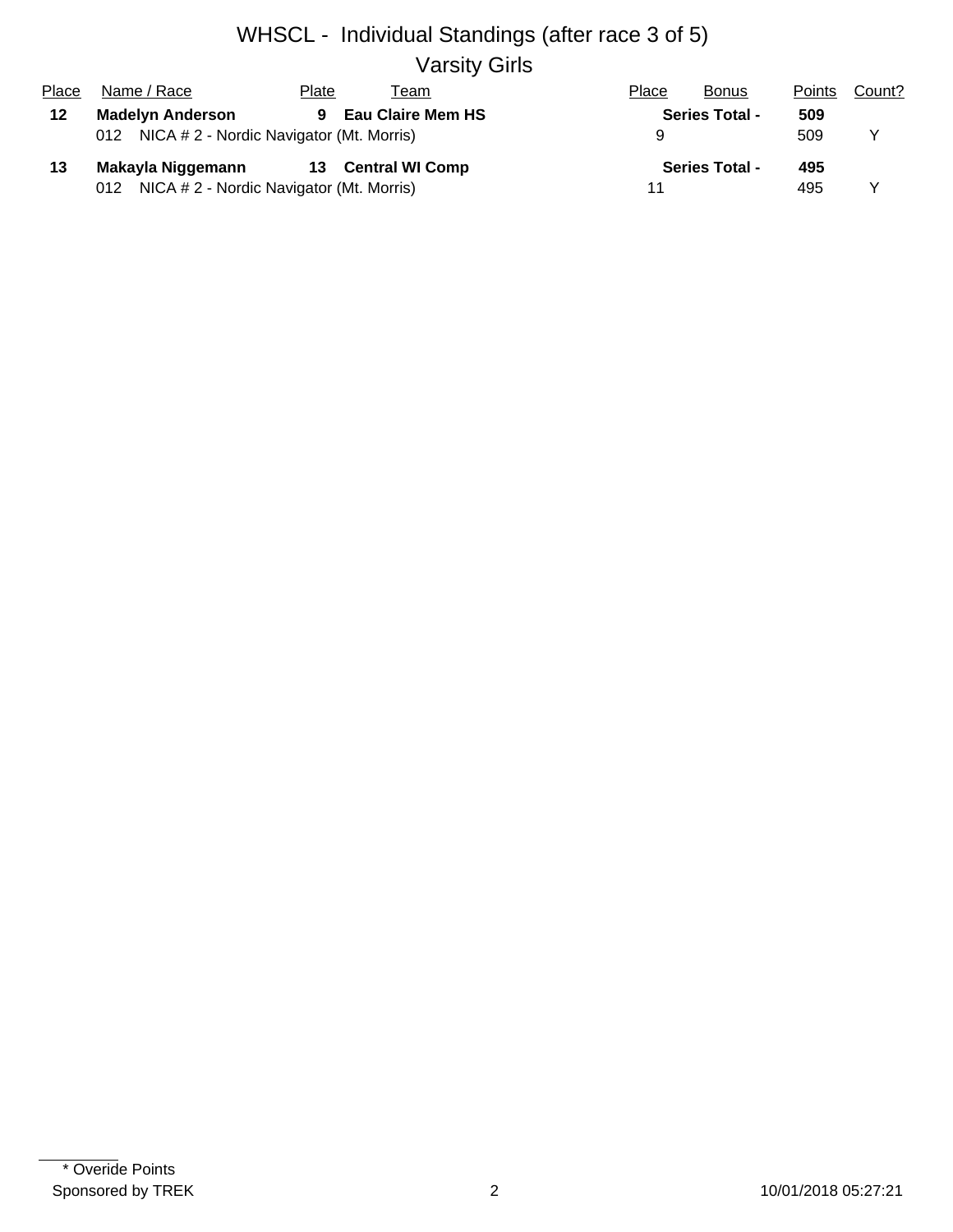# WHSCL - Individual Standings (after race 3 of 5)

## Varsity Girls

| Place | Name / Race | Plate | Team | Place | Bonus | Points | Count? |
|---|---|---|---|---|---|---|---|
| **12** | **Madelyn Anderson** | **9** | **Eau Claire Mem HS** | | **Series Total -** | **509** | |
| | 012 NICA # 2 - Nordic Navigator (Mt. Morris) | | | 9 | | 509 | Y |
| **13** | **Makayla Niggemann** | **13** | **Central WI Comp** | | **Series Total -** | **495** | |
| | 012 NICA # 2 - Nordic Navigator (Mt. Morris) | | | 11 | | 495 | Y |

\* Overide Points

Sponsored by TREK

10/01/2018 05:27:21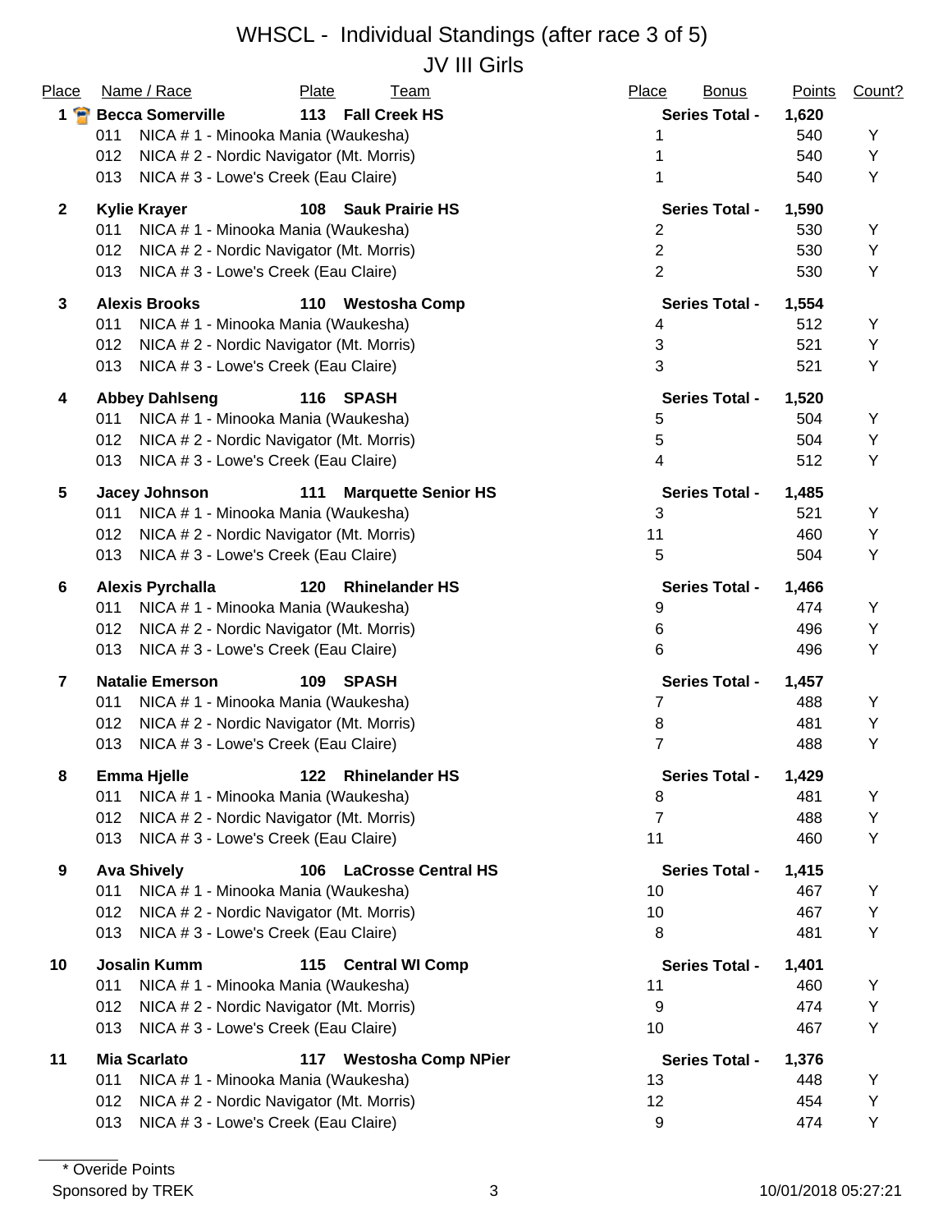# WHSCL - Individual Standings (after race 3 of 5)

## JV III Girls

| Place | Name / Race | Plate | Team | Place | Bonus | Points | Count? |
|---|---|---|---|---|---|---|---|
| **1** | **Becca Somerville** | **113** | **Fall Creek HS** | | **Series Total -** | **1,620** | |
| | 011 NICA # 1 - Minooka Mania (Waukesha) | | | 1 | | 540 | Y |
| | 012 NICA # 2 - Nordic Navigator (Mt. Morris) | | | 1 | | 540 | Y |
| | 013 NICA # 3 - Lowe's Creek (Eau Claire) | | | 1 | | 540 | Y |
| **2** | **Kylie Krayer** | **108** | **Sauk Prairie HS** | | **Series Total -** | **1,590** | |
| | 011 NICA # 1 - Minooka Mania (Waukesha) | | | 2 | | 530 | Y |
| | 012 NICA # 2 - Nordic Navigator (Mt. Morris) | | | 2 | | 530 | Y |
| | 013 NICA # 3 - Lowe's Creek (Eau Claire) | | | 2 | | 530 | Y |
| **3** | **Alexis Brooks** | **110** | **Westosha Comp** | | **Series Total -** | **1,554** | |
| | 011 NICA # 1 - Minooka Mania (Waukesha) | | | 4 | | 512 | Y |
| | 012 NICA # 2 - Nordic Navigator (Mt. Morris) | | | 3 | | 521 | Y |
| | 013 NICA # 3 - Lowe's Creek (Eau Claire) | | | 3 | | 521 | Y |
| **4** | **Abbey Dahlseng** | **116** | **SPASH** | | **Series Total -** | **1,520** | |
| | 011 NICA # 1 - Minooka Mania (Waukesha) | | | 5 | | 504 | Y |
| | 012 NICA # 2 - Nordic Navigator (Mt. Morris) | | | 5 | | 504 | Y |
| | 013 NICA # 3 - Lowe's Creek (Eau Claire) | | | 4 | | 512 | Y |
| **5** | **Jacey Johnson** | **111** | **Marquette Senior HS** | | **Series Total -** | **1,485** | |
| | 011 NICA # 1 - Minooka Mania (Waukesha) | | | 3 | | 521 | Y |
| | 012 NICA # 2 - Nordic Navigator (Mt. Morris) | | | 11 | | 460 | Y |
| | 013 NICA # 3 - Lowe's Creek (Eau Claire) | | | 5 | | 504 | Y |
| **6** | **Alexis Pyrchalla** | **120** | **Rhinelander HS** | | **Series Total -** | **1,466** | |
| | 011 NICA # 1 - Minooka Mania (Waukesha) | | | 9 | | 474 | Y |
| | 012 NICA # 2 - Nordic Navigator (Mt. Morris) | | | 6 | | 496 | Y |
| | 013 NICA # 3 - Lowe's Creek (Eau Claire) | | | 6 | | 496 | Y |
| **7** | **Natalie Emerson** | **109** | **SPASH** | | **Series Total -** | **1,457** | |
| | 011 NICA # 1 - Minooka Mania (Waukesha) | | | 7 | | 488 | Y |
| | 012 NICA # 2 - Nordic Navigator (Mt. Morris) | | | 8 | | 481 | Y |
| | 013 NICA # 3 - Lowe's Creek (Eau Claire) | | | 7 | | 488 | Y |
| **8** | **Emma Hjelle** | **122** | **Rhinelander HS** | | **Series Total -** | **1,429** | |
| | 011 NICA # 1 - Minooka Mania (Waukesha) | | | 8 | | 481 | Y |
| | 012 NICA # 2 - Nordic Navigator (Mt. Morris) | | | 7 | | 488 | Y |
| | 013 NICA # 3 - Lowe's Creek (Eau Claire) | | | 11 | | 460 | Y |
| **9** | **Ava Shively** | **106** | **LaCrosse Central HS** | | **Series Total -** | **1,415** | |
| | 011 NICA # 1 - Minooka Mania (Waukesha) | | | 10 | | 467 | Y |
| | 012 NICA # 2 - Nordic Navigator (Mt. Morris) | | | 10 | | 467 | Y |
| | 013 NICA # 3 - Lowe's Creek (Eau Claire) | | | 8 | | 481 | Y |
| **10** | **Josalin Kumm** | **115** | **Central WI Comp** | | **Series Total -** | **1,401** | |
| | 011 NICA # 1 - Minooka Mania (Waukesha) | | | 11 | | 460 | Y |
| | 012 NICA # 2 - Nordic Navigator (Mt. Morris) | | | 9 | | 474 | Y |
| | 013 NICA # 3 - Lowe's Creek (Eau Claire) | | | 10 | | 467 | Y |
| **11** | **Mia Scarlato** | **117** | **Westosha Comp NPier** | | **Series Total -** | **1,376** | |
| | 011 NICA # 1 - Minooka Mania (Waukesha) | | | 13 | | 448 | Y |
| | 012 NICA # 2 - Nordic Navigator (Mt. Morris) | | | 12 | | 454 | Y |
| | 013 NICA # 3 - Lowe's Creek (Eau Claire) | | | 9 | | 474 | Y |

* Overide Points

Sponsored by TREK

10/01/2018 05:27:21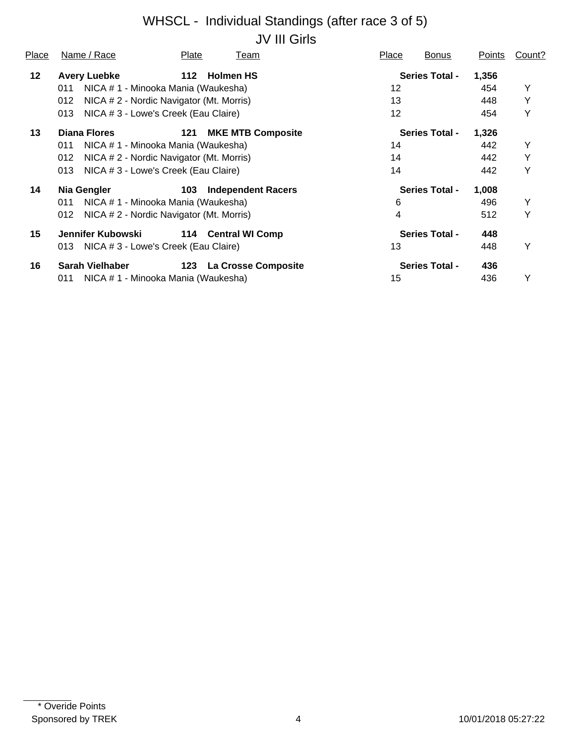# WHSCL - Individual Standings (after race 3 of 5)

## JV III Girls

| Place | Name / Race | Plate | Team | Place | Bonus | Points | Count? |
|---|---|---|---|---|---|---|---|
| **12** | **Avery Luebke** | **112** | **Holmen HS** | | **Series Total -** | **1,356** | |
| | 011 NICA # 1 - Minooka Mania (Waukesha) | | | 12 | | 454 | Y |
| | 012 NICA # 2 - Nordic Navigator (Mt. Morris) | | | 13 | | 448 | Y |
| | 013 NICA # 3 - Lowe's Creek (Eau Claire) | | | 12 | | 454 | Y |
| **13** | **Diana Flores** | **121** | **MKE MTB Composite** | | **Series Total -** | **1,326** | |
| | 011 NICA # 1 - Minooka Mania (Waukesha) | | | 14 | | 442 | Y |
| | 012 NICA # 2 - Nordic Navigator (Mt. Morris) | | | 14 | | 442 | Y |
| | 013 NICA # 3 - Lowe's Creek (Eau Claire) | | | 14 | | 442 | Y |
| **14** | **Nia Gengler** | **103** | **Independent Racers** | | **Series Total -** | **1,008** | |
| | 011 NICA # 1 - Minooka Mania (Waukesha) | | | 6 | | 496 | Y |
| | 012 NICA # 2 - Nordic Navigator (Mt. Morris) | | | 4 | | 512 | Y |
| **15** | **Jennifer Kubowski** | **114** | **Central WI Comp** | | **Series Total -** | **448** | |
| | 013 NICA # 3 - Lowe's Creek (Eau Claire) | | | 13 | | 448 | Y |
| **16** | **Sarah Vielhaber** | **123** | **La Crosse Composite** | | **Series Total -** | **436** | |
| | 011 NICA # 1 - Minooka Mania (Waukesha) | | | 15 | | 436 | Y |

\* Overide Points

Sponsored by TREK 10/01/2018 05:27:22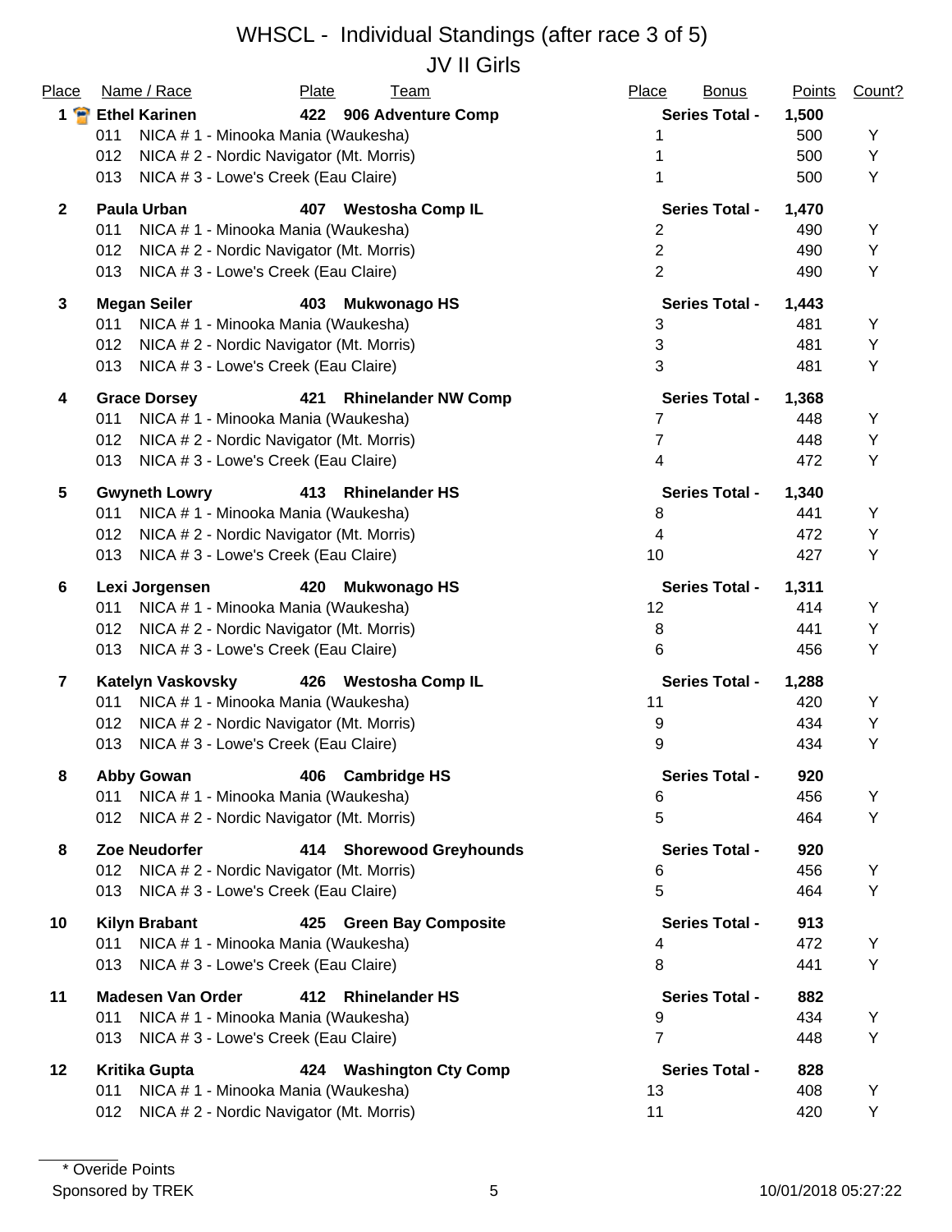# WHSCL - Individual Standings (after race 3 of 5)

## JV II Girls

| Place | Name / Race | Plate | Team | Place | Bonus | Points | Count? |
|---|---|---|---|---|---|---|---|
| **1** | **Ethel Karinen** | **422** | **906 Adventure Comp** | **Series Total -** | | **1,500** | |
| | 011 NICA # 1 - Minooka Mania (Waukesha) | | | 1 | | 500 | Y |
| | 012 NICA # 2 - Nordic Navigator (Mt. Morris) | | | 1 | | 500 | Y |
| | 013 NICA # 3 - Lowe's Creek (Eau Claire) | | | 1 | | 500 | Y |
| **2** | **Paula Urban** | **407** | **Westosha Comp IL** | **Series Total -** | | **1,470** | |
| | 011 NICA # 1 - Minooka Mania (Waukesha) | | | 2 | | 490 | Y |
| | 012 NICA # 2 - Nordic Navigator (Mt. Morris) | | | 2 | | 490 | Y |
| | 013 NICA # 3 - Lowe's Creek (Eau Claire) | | | 2 | | 490 | Y |
| **3** | **Megan Seiler** | **403** | **Mukwonago HS** | **Series Total -** | | **1,443** | |
| | 011 NICA # 1 - Minooka Mania (Waukesha) | | | 3 | | 481 | Y |
| | 012 NICA # 2 - Nordic Navigator (Mt. Morris) | | | 3 | | 481 | Y |
| | 013 NICA # 3 - Lowe's Creek (Eau Claire) | | | 3 | | 481 | Y |
| **4** | **Grace Dorsey** | **421** | **Rhinelander NW Comp** | **Series Total -** | | **1,368** | |
| | 011 NICA # 1 - Minooka Mania (Waukesha) | | | 7 | | 448 | Y |
| | 012 NICA # 2 - Nordic Navigator (Mt. Morris) | | | 7 | | 448 | Y |
| | 013 NICA # 3 - Lowe's Creek (Eau Claire) | | | 4 | | 472 | Y |
| **5** | **Gwyneth Lowry** | **413** | **Rhinelander HS** | **Series Total -** | | **1,340** | |
| | 011 NICA # 1 - Minooka Mania (Waukesha) | | | 8 | | 441 | Y |
| | 012 NICA # 2 - Nordic Navigator (Mt. Morris) | | | 4 | | 472 | Y |
| | 013 NICA # 3 - Lowe's Creek (Eau Claire) | | | 10 | | 427 | Y |
| **6** | **Lexi Jorgensen** | **420** | **Mukwonago HS** | **Series Total -** | | **1,311** | |
| | 011 NICA # 1 - Minooka Mania (Waukesha) | | | 12 | | 414 | Y |
| | 012 NICA # 2 - Nordic Navigator (Mt. Morris) | | | 8 | | 441 | Y |
| | 013 NICA # 3 - Lowe's Creek (Eau Claire) | | | 6 | | 456 | Y |
| **7** | **Katelyn Vaskovsky** | **426** | **Westosha Comp IL** | **Series Total -** | | **1,288** | |
| | 011 NICA # 1 - Minooka Mania (Waukesha) | | | 11 | | 420 | Y |
| | 012 NICA # 2 - Nordic Navigator (Mt. Morris) | | | 9 | | 434 | Y |
| | 013 NICA # 3 - Lowe's Creek (Eau Claire) | | | 9 | | 434 | Y |
| **8** | **Abby Gowan** | **406** | **Cambridge HS** | **Series Total -** | | **920** | |
| | 011 NICA # 1 - Minooka Mania (Waukesha) | | | 6 | | 456 | Y |
| | 012 NICA # 2 - Nordic Navigator (Mt. Morris) | | | 5 | | 464 | Y |
| **8** | **Zoe Neudorfer** | **414** | **Shorewood Greyhounds** | **Series Total -** | | **920** | |
| | 012 NICA # 2 - Nordic Navigator (Mt. Morris) | | | 6 | | 456 | Y |
| | 013 NICA # 3 - Lowe's Creek (Eau Claire) | | | 5 | | 464 | Y |
| **10** | **Kilyn Brabant** | **425** | **Green Bay Composite** | **Series Total -** | | **913** | |
| | 011 NICA # 1 - Minooka Mania (Waukesha) | | | 4 | | 472 | Y |
| | 013 NICA # 3 - Lowe's Creek (Eau Claire) | | | 8 | | 441 | Y |
| **11** | **Madesen Van Order** | **412** | **Rhinelander HS** | **Series Total -** | | **882** | |
| | 011 NICA # 1 - Minooka Mania (Waukesha) | | | 9 | | 434 | Y |
| | 013 NICA # 3 - Lowe's Creek (Eau Claire) | | | 7 | | 448 | Y |
| **12** | **Kritika Gupta** | **424** | **Washington Cty Comp** | **Series Total -** | | **828** | |
| | 011 NICA # 1 - Minooka Mania (Waukesha) | | | 13 | | 408 | Y |
| | 012 NICA # 2 - Nordic Navigator (Mt. Morris) | | | 11 | | 420 | Y |

* Overide Points

Sponsored by TREK

10/01/2018 05:27:22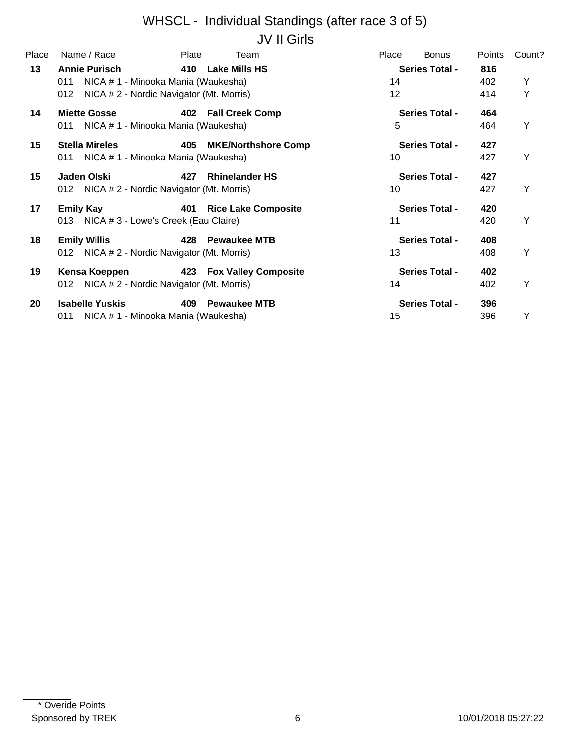# WHSCL - Individual Standings (after race 3 of 5)

## JV II Girls

| Place | Name / Race | Plate | Team | Place | Bonus | Points | Count? |
|---|---|---|---|---|---|---|---|
| **13** | **Annie Purisch** | **410** | **Lake Mills HS** | | **Series Total -** | **816** | |
| | 011 NICA # 1 - Minooka Mania (Waukesha) | | | 14 | | 402 | Y |
| | 012 NICA # 2 - Nordic Navigator (Mt. Morris) | | | 12 | | 414 | Y |
| **14** | **Miette Gosse** | **402** | **Fall Creek Comp** | | **Series Total -** | **464** | |
| | 011 NICA # 1 - Minooka Mania (Waukesha) | | | 5 | | 464 | Y |
| **15** | **Stella Mireles** | **405** | **MKE/Northshore Comp** | | **Series Total -** | **427** | |
| | 011 NICA # 1 - Minooka Mania (Waukesha) | | | 10 | | 427 | Y |
| **15** | **Jaden Olski** | **427** | **Rhinelander HS** | | **Series Total -** | **427** | |
| | 012 NICA # 2 - Nordic Navigator (Mt. Morris) | | | 10 | | 427 | Y |
| **17** | **Emily Kay** | **401** | **Rice Lake Composite** | | **Series Total -** | **420** | |
| | 013 NICA # 3 - Lowe's Creek (Eau Claire) | | | 11 | | 420 | Y |
| **18** | **Emily Willis** | **428** | **Pewaukee MTB** | | **Series Total -** | **408** | |
| | 012 NICA # 2 - Nordic Navigator (Mt. Morris) | | | 13 | | 408 | Y |
| **19** | **Kensa Koeppen** | **423** | **Fox Valley Composite** | | **Series Total -** | **402** | |
| | 012 NICA # 2 - Nordic Navigator (Mt. Morris) | | | 14 | | 402 | Y |
| **20** | **Isabelle Yuskis** | **409** | **Pewaukee MTB** | | **Series Total -** | **396** | |
| | 011 NICA # 1 - Minooka Mania (Waukesha) | | | 15 | | 396 | Y |

* Overide Points

Sponsored by TREK 10/01/2018 05:27:22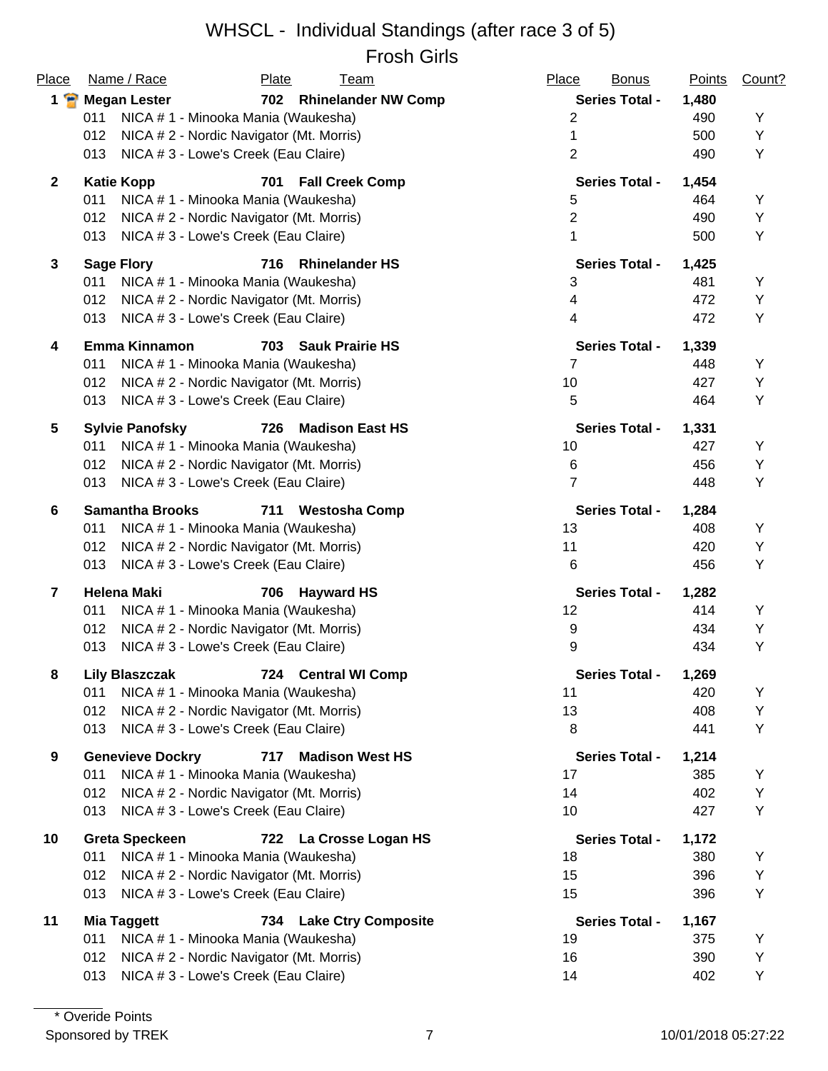# WHSCL - Individual Standings (after race 3 of 5)

## Frosh Girls

| Place | Name / Race | Plate | Team | Place | Bonus | Points | Count? |
|---|---|---|---|---|---|---|---|
| 1 | **Megan Lester** | **702** | **Rhinelander NW Comp** | | **Series Total -** | **1,480** | |
| | 011 NICA # 1 - Minooka Mania (Waukesha) | | | 2 | | 490 | Y |
| | 012 NICA # 2 - Nordic Navigator (Mt. Morris) | | | 1 | | 500 | Y |
| | 013 NICA # 3 - Lowe's Creek (Eau Claire) | | | 2 | | 490 | Y |
| 2 | **Katie Kopp** | **701** | **Fall Creek Comp** | | **Series Total -** | **1,454** | |
| | 011 NICA # 1 - Minooka Mania (Waukesha) | | | 5 | | 464 | Y |
| | 012 NICA # 2 - Nordic Navigator (Mt. Morris) | | | 2 | | 490 | Y |
| | 013 NICA # 3 - Lowe's Creek (Eau Claire) | | | 1 | | 500 | Y |
| 3 | **Sage Flory** | **716** | **Rhinelander HS** | | **Series Total -** | **1,425** | |
| | 011 NICA # 1 - Minooka Mania (Waukesha) | | | 3 | | 481 | Y |
| | 012 NICA # 2 - Nordic Navigator (Mt. Morris) | | | 4 | | 472 | Y |
| | 013 NICA # 3 - Lowe's Creek (Eau Claire) | | | 4 | | 472 | Y |
| 4 | **Emma Kinnamon** | **703** | **Sauk Prairie HS** | | **Series Total -** | **1,339** | |
| | 011 NICA # 1 - Minooka Mania (Waukesha) | | | 7 | | 448 | Y |
| | 012 NICA # 2 - Nordic Navigator (Mt. Morris) | | | 10 | | 427 | Y |
| | 013 NICA # 3 - Lowe's Creek (Eau Claire) | | | 5 | | 464 | Y |
| 5 | **Sylvie Panofsky** | **726** | **Madison East HS** | | **Series Total -** | **1,331** | |
| | 011 NICA # 1 - Minooka Mania (Waukesha) | | | 10 | | 427 | Y |
| | 012 NICA # 2 - Nordic Navigator (Mt. Morris) | | | 6 | | 456 | Y |
| | 013 NICA # 3 - Lowe's Creek (Eau Claire) | | | 7 | | 448 | Y |
| 6 | **Samantha Brooks** | **711** | **Westosha Comp** | | **Series Total -** | **1,284** | |
| | 011 NICA # 1 - Minooka Mania (Waukesha) | | | 13 | | 408 | Y |
| | 012 NICA # 2 - Nordic Navigator (Mt. Morris) | | | 11 | | 420 | Y |
| | 013 NICA # 3 - Lowe's Creek (Eau Claire) | | | 6 | | 456 | Y |
| 7 | **Helena Maki** | **706** | **Hayward HS** | | **Series Total -** | **1,282** | |
| | 011 NICA # 1 - Minooka Mania (Waukesha) | | | 12 | | 414 | Y |
| | 012 NICA # 2 - Nordic Navigator (Mt. Morris) | | | 9 | | 434 | Y |
| | 013 NICA # 3 - Lowe's Creek (Eau Claire) | | | 9 | | 434 | Y |
| 8 | **Lily Blaszczak** | **724** | **Central WI Comp** | | **Series Total -** | **1,269** | |
| | 011 NICA # 1 - Minooka Mania (Waukesha) | | | 11 | | 420 | Y |
| | 012 NICA # 2 - Nordic Navigator (Mt. Morris) | | | 13 | | 408 | Y |
| | 013 NICA # 3 - Lowe's Creek (Eau Claire) | | | 8 | | 441 | Y |
| 9 | **Genevieve Dockry** | **717** | **Madison West HS** | | **Series Total -** | **1,214** | |
| | 011 NICA # 1 - Minooka Mania (Waukesha) | | | 17 | | 385 | Y |
| | 012 NICA # 2 - Nordic Navigator (Mt. Morris) | | | 14 | | 402 | Y |
| | 013 NICA # 3 - Lowe's Creek (Eau Claire) | | | 10 | | 427 | Y |
| 10 | **Greta Speckeen** | **722** | **La Crosse Logan HS** | | **Series Total -** | **1,172** | |
| | 011 NICA # 1 - Minooka Mania (Waukesha) | | | 18 | | 380 | Y |
| | 012 NICA # 2 - Nordic Navigator (Mt. Morris) | | | 15 | | 396 | Y |
| | 013 NICA # 3 - Lowe's Creek (Eau Claire) | | | 15 | | 396 | Y |
| 11 | **Mia Taggett** | **734** | **Lake Ctry Composite** | | **Series Total -** | **1,167** | |
| | 011 NICA # 1 - Minooka Mania (Waukesha) | | | 19 | | 375 | Y |
| | 012 NICA # 2 - Nordic Navigator (Mt. Morris) | | | 16 | | 390 | Y |
| | 013 NICA # 3 - Lowe's Creek (Eau Claire) | | | 14 | | 402 | Y |

* Overide Points

Sponsored by TREK

10/01/2018 05:27:22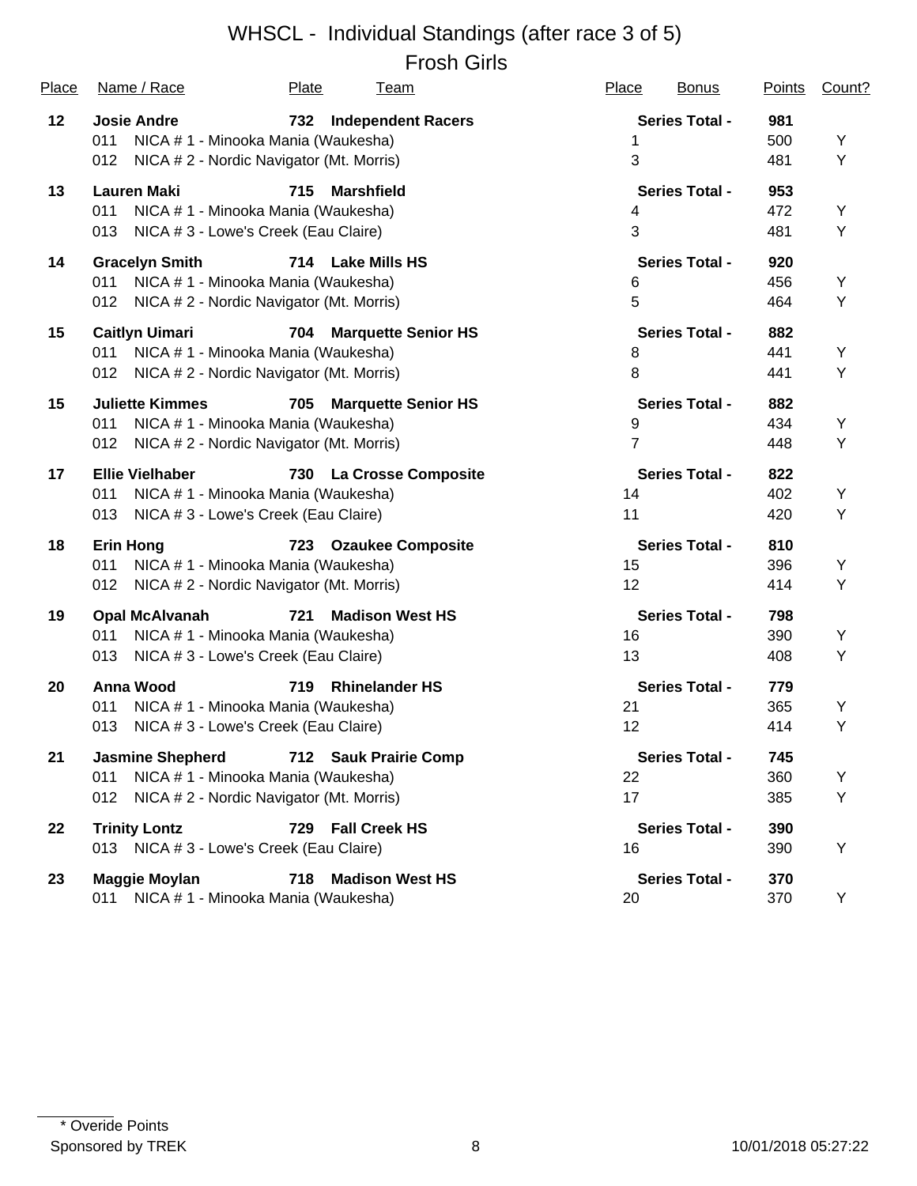# WHSCL - Individual Standings (after race 3 of 5)

## Frosh Girls

| Place | Name / Race | Plate | Team | Place | Bonus | Points | Count? |
|---|---|---|---|---|---|---|---|
| **12** | **Josie Andre** | **732** | **Independent Racers** | | **Series Total -** | **981** | |
| | 011 NICA # 1 - Minooka Mania (Waukesha) | | | 1 | | 500 | Y |
| | 012 NICA # 2 - Nordic Navigator (Mt. Morris) | | | 3 | | 481 | Y |
| **13** | **Lauren Maki** | **715** | **Marshfield** | | **Series Total -** | **953** | |
| | 011 NICA # 1 - Minooka Mania (Waukesha) | | | 4 | | 472 | Y |
| | 013 NICA # 3 - Lowe's Creek (Eau Claire) | | | 3 | | 481 | Y |
| **14** | **Gracelyn Smith** | **714** | **Lake Mills HS** | | **Series Total -** | **920** | |
| | 011 NICA # 1 - Minooka Mania (Waukesha) | | | 6 | | 456 | Y |
| | 012 NICA # 2 - Nordic Navigator (Mt. Morris) | | | 5 | | 464 | Y |
| **15** | **Caitlyn Uimari** | **704** | **Marquette Senior HS** | | **Series Total -** | **882** | |
| | 011 NICA # 1 - Minooka Mania (Waukesha) | | | 8 | | 441 | Y |
| | 012 NICA # 2 - Nordic Navigator (Mt. Morris) | | | 8 | | 441 | Y |
| **15** | **Juliette Kimmes** | **705** | **Marquette Senior HS** | | **Series Total -** | **882** | |
| | 011 NICA # 1 - Minooka Mania (Waukesha) | | | 9 | | 434 | Y |
| | 012 NICA # 2 - Nordic Navigator (Mt. Morris) | | | 7 | | 448 | Y |
| **17** | **Ellie Vielhaber** | **730** | **La Crosse Composite** | | **Series Total -** | **822** | |
| | 011 NICA # 1 - Minooka Mania (Waukesha) | | | 14 | | 402 | Y |
| | 013 NICA # 3 - Lowe's Creek (Eau Claire) | | | 11 | | 420 | Y |
| **18** | **Erin Hong** | **723** | **Ozaukee Composite** | | **Series Total -** | **810** | |
| | 011 NICA # 1 - Minooka Mania (Waukesha) | | | 15 | | 396 | Y |
| | 012 NICA # 2 - Nordic Navigator (Mt. Morris) | | | 12 | | 414 | Y |
| **19** | **Opal McAlvanah** | **721** | **Madison West HS** | | **Series Total -** | **798** | |
| | 011 NICA # 1 - Minooka Mania (Waukesha) | | | 16 | | 390 | Y |
| | 013 NICA # 3 - Lowe's Creek (Eau Claire) | | | 13 | | 408 | Y |
| **20** | **Anna Wood** | **719** | **Rhinelander HS** | | **Series Total -** | **779** | |
| | 011 NICA # 1 - Minooka Mania (Waukesha) | | | 21 | | 365 | Y |
| | 013 NICA # 3 - Lowe's Creek (Eau Claire) | | | 12 | | 414 | Y |
| **21** | **Jasmine Shepherd** | **712** | **Sauk Prairie Comp** | | **Series Total -** | **745** | |
| | 011 NICA # 1 - Minooka Mania (Waukesha) | | | 22 | | 360 | Y |
| | 012 NICA # 2 - Nordic Navigator (Mt. Morris) | | | 17 | | 385 | Y |
| **22** | **Trinity Lontz** | **729** | **Fall Creek HS** | | **Series Total -** | **390** | |
| | 013 NICA # 3 - Lowe's Creek (Eau Claire) | | | 16 | | 390 | Y |
| **23** | **Maggie Moylan** | **718** | **Madison West HS** | | **Series Total -** | **370** | |
| | 011 NICA # 1 - Minooka Mania (Waukesha) | | | 20 | | 370 | Y |

* Overide Points

Sponsored by TREK

10/01/2018 05:27:22